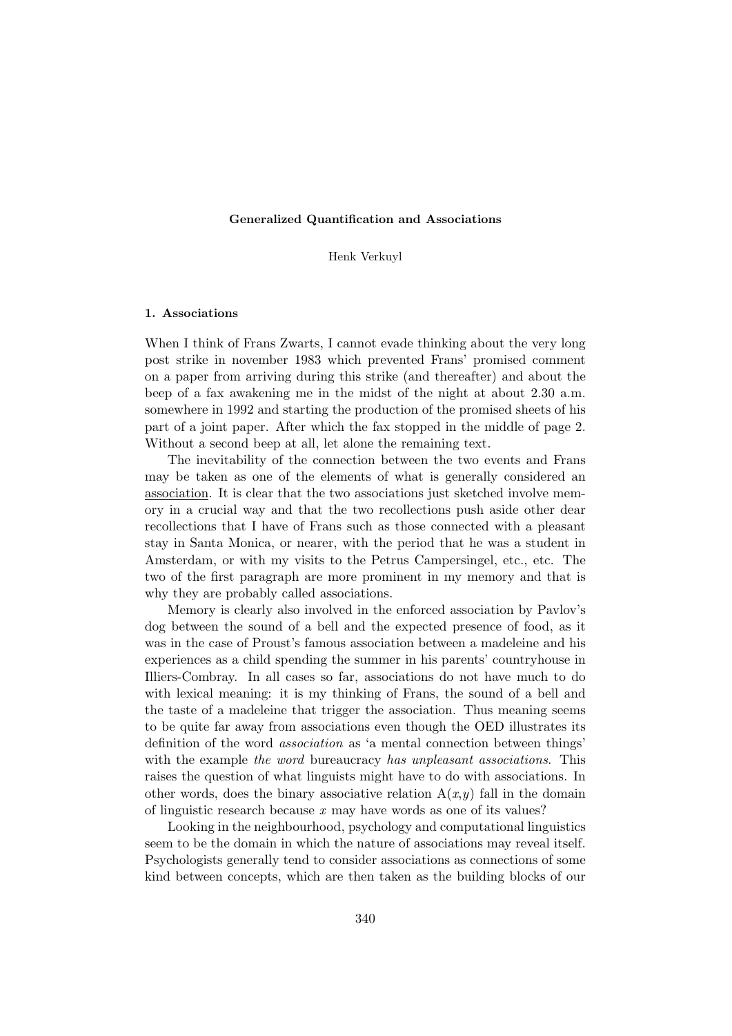# Generalized Quantification and Associations

Henk Verkuyl

## 1. Associations

When I think of Frans Zwarts, I cannot evade thinking about the very long post strike in november 1983 which prevented Frans' promised comment on a paper from arriving during this strike (and thereafter) and about the beep of a fax awakening me in the midst of the night at about 2.30 a.m. somewhere in 1992 and starting the production of the promised sheets of his part of a joint paper. After which the fax stopped in the middle of page 2. Without a second beep at all, let alone the remaining text.

The inevitability of the connection between the two events and Frans may be taken as one of the elements of what is generally considered an <u>association</u>. It is clear that the two associations just sketched involve memory in a crucial way and that the two recollections push aside other dear recollections that I have of Frans such as those connected with a pleasant stay in Santa Monica, or nearer, with the period that he was a student in Amsterdam, or with my visits to the Petrus Campersingel, etc., etc. The two of the first paragraph are more prominent in my memory and that is why they are probably called associations.

Memory is clearly also involved in the enforced association by Pavlov's dog between the sound of a bell and the expected presence of food, as it was in the case of Proust's famous association between a madeleine and his experiences as a child spending the summer in his parents' countryhouse in Illiers-Combray. In all cases so far, associations do not have much to do with lexical meaning: it is my thinking of Frans, the sound of a bell and the taste of a madeleine that trigger the association. Thus meaning seems to be quite far away from associations even though the OED illustrates its definition of the word *association* as 'a mental connection between things' with the example *the word* bureaucracy *has unpleasant associations*. This raises the question of what linguists might have to do with associations. In other words, does the binary associative relation $A(x,y)$ fall in the domain of linguistic research because $x$ may have words as one of its values?

Looking in the neighbourhood, psychology and computational linguistics seem to be the domain in which the nature of associations may reveal itself. Psychologists generally tend to consider associations as connections of some kind between concepts, which are then taken as the building blocks of our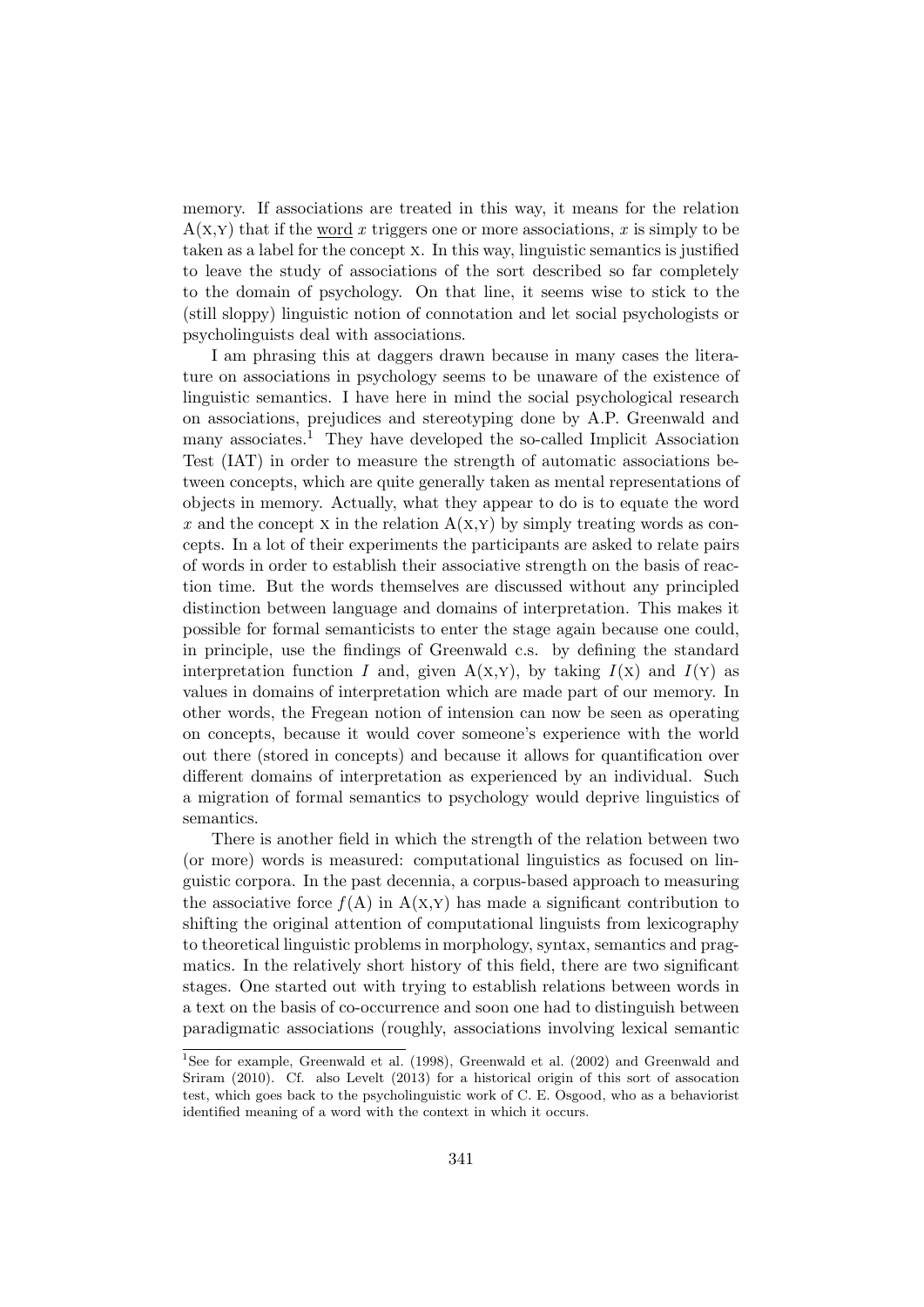memory. If associations are treated in this way, it means for the relation A(X,Y) that if the word $x$ triggers one or more associations, $x$ is simply to be taken as a label for the concept X. In this way, linguistic semantics is justified to leave the study of associations of the sort described so far completely to the domain of psychology. On that line, it seems wise to stick to the (still sloppy) linguistic notion of connotation and let social psychologists or psycholinguists deal with associations.

I am phrasing this at daggers drawn because in many cases the literature on associations in psychology seems to be unaware of the existence of linguistic semantics. I have here in mind the social psychological research on associations, prejudices and stereotyping done by A.P. Greenwald and many associates.[1] They have developed the so-called Implicit Association Test (IAT) in order to measure the strength of automatic associations between concepts, which are quite generally taken as mental representations of objects in memory. Actually, what they appear to do is to equate the word $x$ and the concept X in the relation A(X,Y) by simply treating words as concepts. In a lot of their experiments the participants are asked to relate pairs of words in order to establish their associative strength on the basis of reaction time. But the words themselves are discussed without any principled distinction between language and domains of interpretation. This makes it possible for formal semanticists to enter the stage again because one could, in principle, use the findings of Greenwald c.s. by defining the standard interpretation function $I$ and, given A(X,Y), by taking $I(\text{X})$ and $I(\text{Y})$ as values in domains of interpretation which are made part of our memory. In other words, the Fregean notion of intension can now be seen as operating on concepts, because it would cover someone's experience with the world out there (stored in concepts) and because it allows for quantification over different domains of interpretation as experienced by an individual. Such a migration of formal semantics to psychology would deprive linguistics of semantics.

There is another field in which the strength of the relation between two (or more) words is measured: computational linguistics as focused on linguistic corpora. In the past decennia, a corpus-based approach to measuring the associative force $f(\text{A})$ in A(X,Y) has made a significant contribution to shifting the original attention of computational linguists from lexicography to theoretical linguistic problems in morphology, syntax, semantics and pragmatics. In the relatively short history of this field, there are two significant stages. One started out with trying to establish relations between words in a text on the basis of co-occurrence and soon one had to distinguish between paradigmatic associations (roughly, associations involving lexical semantic

[1] See for example, Greenwald et al. (1998), Greenwald et al. (2002) and Greenwald and Sriram (2010). Cf. also Levelt (2013) for a historical origin of this sort of assocation test, which goes back to the psycholinguistic work of C. E. Osgood, who as a behaviorist identified meaning of a word with the context in which it occurs.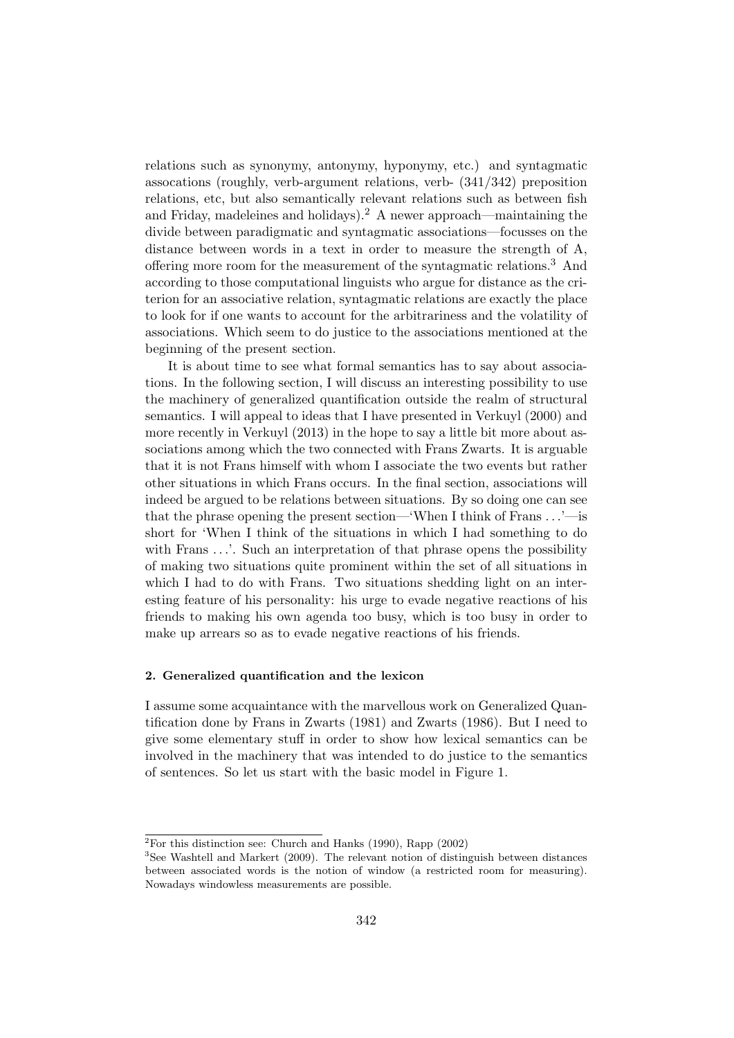relations such as synonymy, antonymy, hyponymy, etc.) and syntagmatic assocations (roughly, verb-argument relations, verb- (341/342) preposition relations, etc, but also semantically relevant relations such as between fish and Friday, madeleines and holidays).[2] A newer approach—maintaining the divide between paradigmatic and syntagmatic associations—focusses on the distance between words in a text in order to measure the strength of A, offering more room for the measurement of the syntagmatic relations.[3] And according to those computational linguists who argue for distance as the criterion for an associative relation, syntagmatic relations are exactly the place to look for if one wants to account for the arbitrariness and the volatility of associations. Which seem to do justice to the associations mentioned at the beginning of the present section.

It is about time to see what formal semantics has to say about associations. In the following section, I will discuss an interesting possibility to use the machinery of generalized quantification outside the realm of structural semantics. I will appeal to ideas that I have presented in Verkuyl (2000) and more recently in Verkuyl (2013) in the hope to say a little bit more about associations among which the two connected with Frans Zwarts. It is arguable that it is not Frans himself with whom I associate the two events but rather other situations in which Frans occurs. In the final section, associations will indeed be argued to be relations between situations. By so doing one can see that the phrase opening the present section—'When I think of Frans ...'—is short for 'When I think of the situations in which I had something to do with Frans ...'. Such an interpretation of that phrase opens the possibility of making two situations quite prominent within the set of all situations in which I had to do with Frans. Two situations shedding light on an interesting feature of his personality: his urge to evade negative reactions of his friends to making his own agenda too busy, which is too busy in order to make up arrears so as to evade negative reactions of his friends.

#### 2. Generalized quantification and the lexicon

I assume some acquaintance with the marvellous work on Generalized Quantification done by Frans in Zwarts (1981) and Zwarts (1986). But I need to give some elementary stuff in order to show how lexical semantics can be involved in the machinery that was intended to do justice to the semantics of sentences. So let us start with the basic model in Figure 1.

---

[2] For this distinction see: Church and Hanks (1990), Rapp (2002)

[3] See Washtell and Markert (2009). The relevant notion of distinguish between distances between associated words is the notion of window (a restricted room for measuring). Nowadays windowless measurements are possible.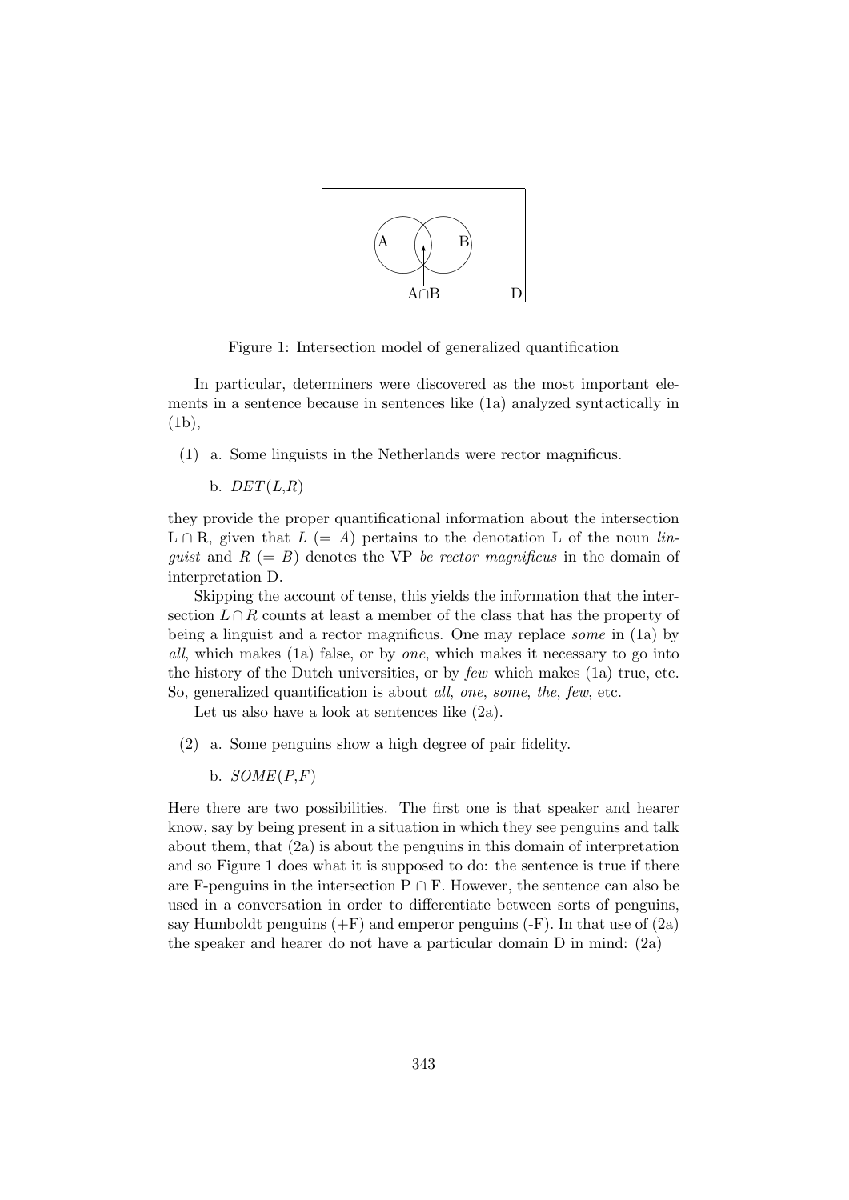Figure 1: Intersection model of generalized quantification

In particular, determiners were discovered as the most important elements in a sentence because in sentences like (1a) analyzed syntactically in (1b),

(1) a. Some linguists in the Netherlands were rector magnificus.

b. $DET(L,R)$

they provide the proper quantificational information about the intersection L ∩ R, given that $L$ (= $A$) pertains to the denotation L of the noun *linguist* and $R$ (= $B$) denotes the VP *be rector magnificus* in the domain of interpretation D.

Skipping the account of tense, this yields the information that the intersection $L \cap R$ counts at least a member of the class that has the property of being a linguist and a rector magnificus. One may replace *some* in (1a) by *all*, which makes (1a) false, or by *one*, which makes it necessary to go into the history of the Dutch universities, or by *few* which makes (1a) true, etc. So, generalized quantification is about *all*, *one*, *some*, *the*, *few*, etc.

Let us also have a look at sentences like (2a).

(2) a. Some penguins show a high degree of pair fidelity.

b. $SOME(P,F)$

Here there are two possibilities. The first one is that speaker and hearer know, say by being present in a situation in which they see penguins and talk about them, that (2a) is about the penguins in this domain of interpretation and so Figure 1 does what it is supposed to do: the sentence is true if there are F-penguins in the intersection P ∩ F. However, the sentence can also be used in a conversation in order to differentiate between sorts of penguins, say Humboldt penguins (+F) and emperor penguins (-F). In that use of (2a) the speaker and hearer do not have a particular domain D in mind: (2a)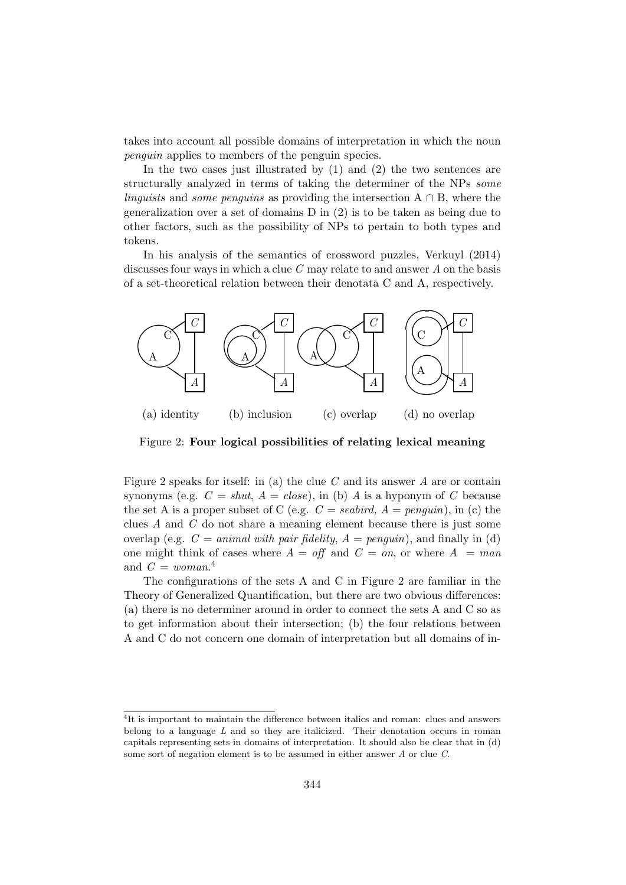takes into account all possible domains of interpretation in which the noun *penguin* applies to members of the penguin species.

In the two cases just illustrated by (1) and (2) the two sentences are structurally analyzed in terms of taking the determiner of the NPs *some linguists* and *some penguins* as providing the intersection A ∩ B, where the generalization over a set of domains D in (2) is to be taken as being due to other factors, such as the possibility of NPs to pertain to both types and tokens.

In his analysis of the semantics of crossword puzzles, Verkuyl (2014) discusses four ways in which a clue *C* may relate to and answer *A* on the basis of a set-theoretical relation between their denotata C and A, respectively.

(a) identity (b) inclusion (c) overlap (d) no overlap

Figure 2: **Four logical possibilities of relating lexical meaning**

Figure 2 speaks for itself: in (a) the clue *C* and its answer *A* are or contain synonyms (e.g. *C* = *shut*, *A* = *close*), in (b) *A* is a hyponym of *C* because the set A is a proper subset of C (e.g. *C* = *seabird*, *A* = *penguin*), in (c) the clues *A* and *C* do not share a meaning element because there is just some overlap (e.g. *C* = *animal with pair fidelity*, *A* = *penguin*), and finally in (d) one might think of cases where *A* = *off* and *C* = *on*, or where *A* = *man* and *C* = *woman*.[4]

The configurations of the sets A and C in Figure 2 are familiar in the Theory of Generalized Quantification, but there are two obvious differences: (a) there is no determiner around in order to connect the sets A and C so as to get information about their intersection; (b) the four relations between A and C do not concern one domain of interpretation but all domains of in-

[4]It is important to maintain the difference between italics and roman: clues and answers belong to a language *L* and so they are italicized. Their denotation occurs in roman capitals representing sets in domains of interpretation. It should also be clear that in (d) some sort of negation element is to be assumed in either answer *A* or clue *C*.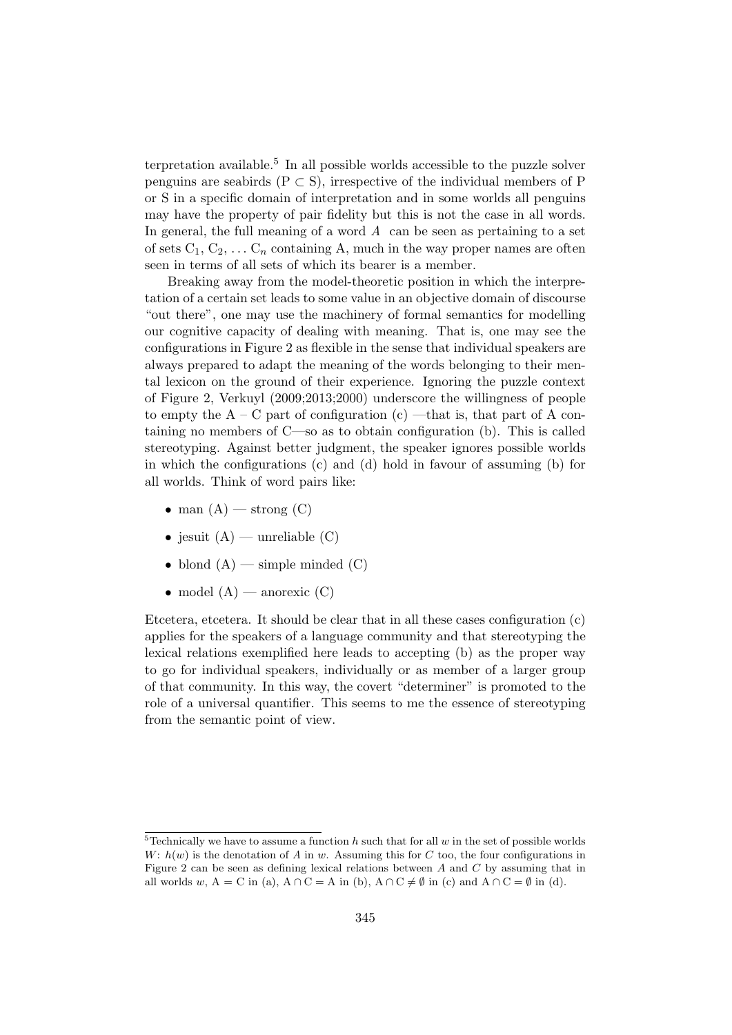terpretation available.[5] In all possible worlds accessible to the puzzle solver penguins are seabirds ($P \subset S$), irrespective of the individual members of P or S in a specific domain of interpretation and in some worlds all penguins may have the property of pair fidelity but this is not the case in all words. In general, the full meaning of a word $A$ can be seen as pertaining to a set of sets $C_1$, $C_2$, … $C_n$ containing A, much in the way proper names are often seen in terms of all sets of which its bearer is a member.

Breaking away from the model-theoretic position in which the interpretation of a certain set leads to some value in an objective domain of discourse "out there", one may use the machinery of formal semantics for modelling our cognitive capacity of dealing with meaning. That is, one may see the configurations in Figure 2 as flexible in the sense that individual speakers are always prepared to adapt the meaning of the words belonging to their mental lexicon on the ground of their experience. Ignoring the puzzle context of Figure 2, Verkuyl (2009;2013;2000) underscore the willingness of people to empty the A – C part of configuration (c) —that is, that part of A containing no members of C—so as to obtain configuration (b). This is called stereotyping. Against better judgment, the speaker ignores possible worlds in which the configurations (c) and (d) hold in favour of assuming (b) for all worlds. Think of word pairs like:

- man (A) — strong (C)
- jesuit (A) — unreliable (C)
- blond (A) — simple minded (C)
- model (A) — anorexic (C)

Etcetera, etcetera. It should be clear that in all these cases configuration (c) applies for the speakers of a language community and that stereotyping the lexical relations exemplified here leads to accepting (b) as the proper way to go for individual speakers, individually or as member of a larger group of that community. In this way, the covert "determiner" is promoted to the role of a universal quantifier. This seems to me the essence of stereotyping from the semantic point of view.

[5] Technically we have to assume a function $h$ such that for all $w$ in the set of possible worlds $W$: $h(w)$ is the denotation of $A$ in $w$. Assuming this for $C$ too, the four configurations in Figure 2 can be seen as defining lexical relations between $A$ and $C$ by assuming that in all worlds $w$, $A = C$ in (a), $A \cap C = A$ in (b), $A \cap C \neq \emptyset$ in (c) and $A \cap C = \emptyset$ in (d).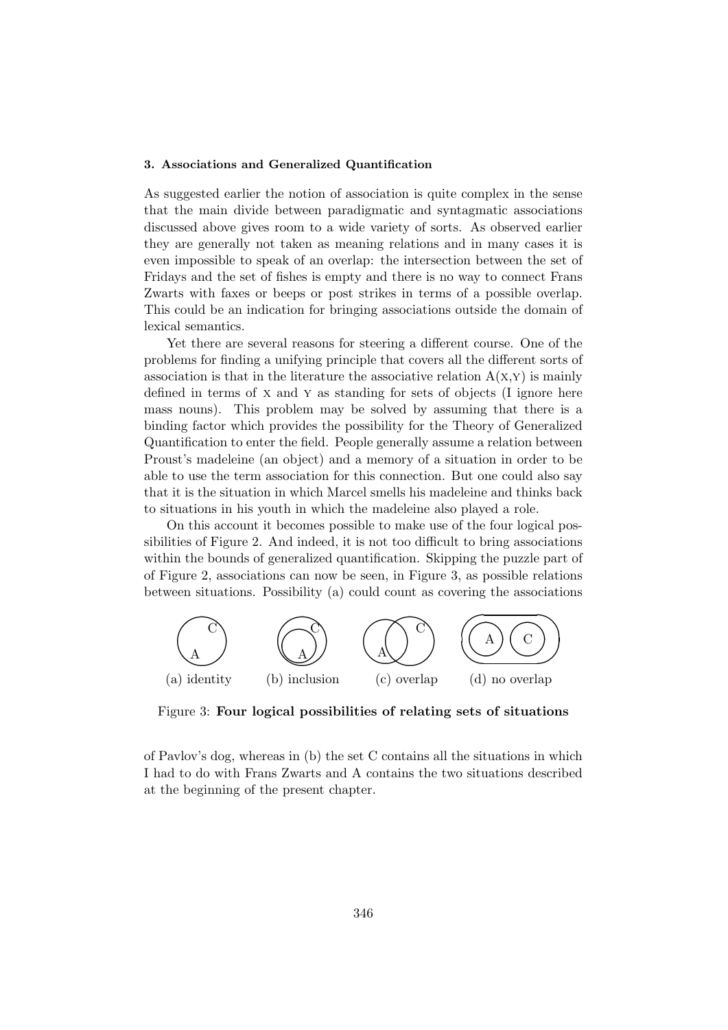### 3. Associations and Generalized Quantification

As suggested earlier the notion of association is quite complex in the sense that the main divide between paradigmatic and syntagmatic associations discussed above gives room to a wide variety of sorts. As observed earlier they are generally not taken as meaning relations and in many cases it is even impossible to speak of an overlap: the intersection between the set of Fridays and the set of fishes is empty and there is no way to connect Frans Zwarts with faxes or beeps or post strikes in terms of a possible overlap. This could be an indication for bringing associations outside the domain of lexical semantics.

Yet there are several reasons for steering a different course. One of the problems for finding a unifying principle that covers all the different sorts of association is that in the literature the associative relation A(X,Y) is mainly defined in terms of X and Y as standing for sets of objects (I ignore here mass nouns). This problem may be solved by assuming that there is a binding factor which provides the possibility for the Theory of Generalized Quantification to enter the field. People generally assume a relation between Proust's madeleine (an object) and a memory of a situation in order to be able to use the term association for this connection. But one could also say that it is the situation in which Marcel smells his madeleine and thinks back to situations in his youth in which the madeleine also played a role.

On this account it becomes possible to make use of the four logical possibilities of Figure 2. And indeed, it is not too difficult to bring associations within the bounds of generalized quantification. Skipping the puzzle part of of Figure 2, associations can now be seen, in Figure 3, as possible relations between situations. Possibility (a) could count as covering the associations

(a) identity (b) inclusion (c) overlap (d) no overlap

Figure 3: **Four logical possibilities of relating sets of situations**

of Pavlov's dog, whereas in (b) the set C contains all the situations in which I had to do with Frans Zwarts and A contains the two situations described at the beginning of the present chapter.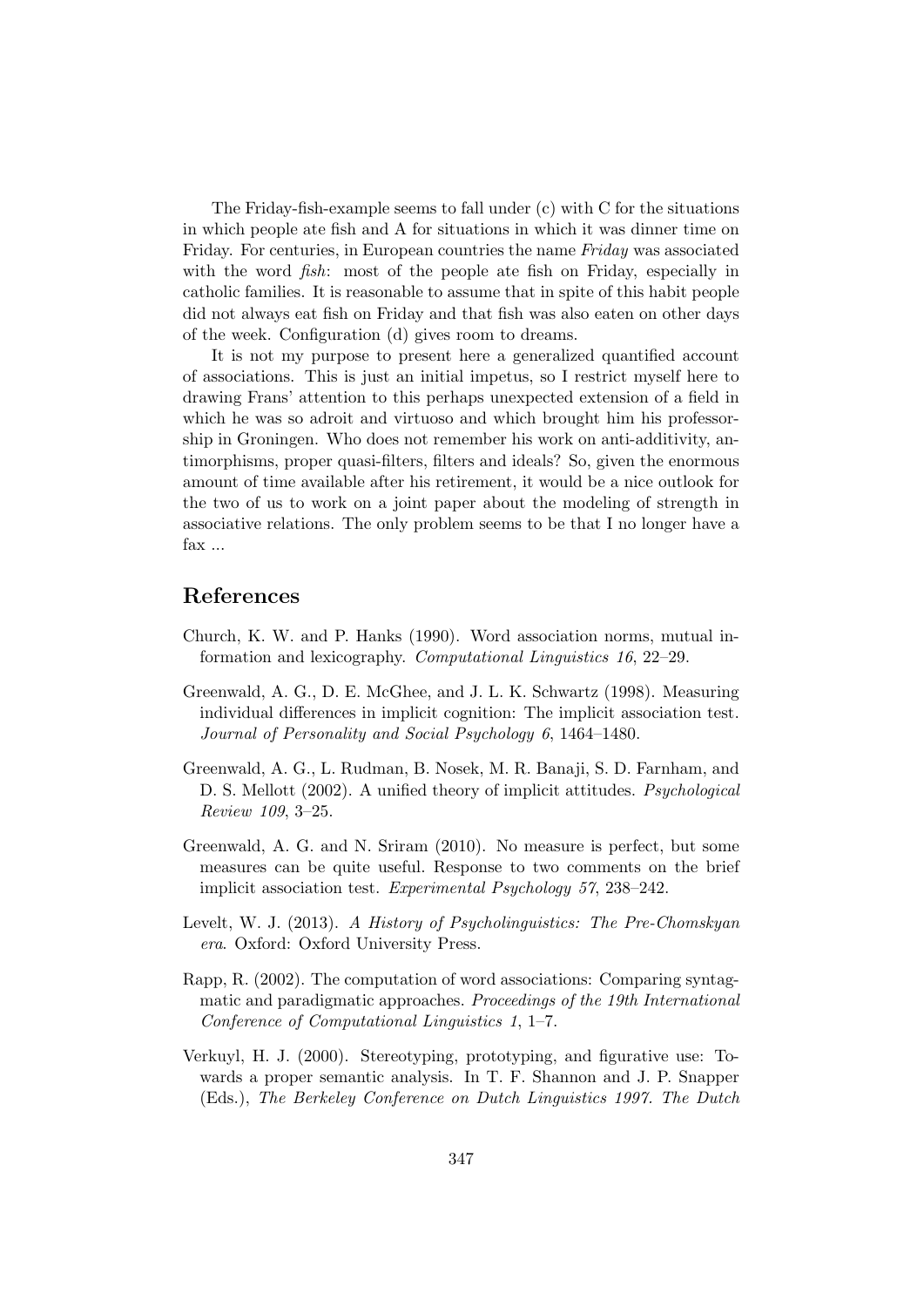The Friday-fish-example seems to fall under (c) with C for the situations in which people ate fish and A for situations in which it was dinner time on Friday. For centuries, in European countries the name *Friday* was associated with the word *fish*: most of the people ate fish on Friday, especially in catholic families. It is reasonable to assume that in spite of this habit people did not always eat fish on Friday and that fish was also eaten on other days of the week. Configuration (d) gives room to dreams.

It is not my purpose to present here a generalized quantified account of associations. This is just an initial impetus, so I restrict myself here to drawing Frans' attention to this perhaps unexpected extension of a field in which he was so adroit and virtuoso and which brought him his professorship in Groningen. Who does not remember his work on anti-additivity, antimorphisms, proper quasi-filters, filters and ideals? So, given the enormous amount of time available after his retirement, it would be a nice outlook for the two of us to work on a joint paper about the modeling of strength in associative relations. The only problem seems to be that I no longer have a fax ...

## References

Church, K. W. and P. Hanks (1990). Word association norms, mutual information and lexicography. *Computational Linguistics 16*, 22–29.

Greenwald, A. G., D. E. McGhee, and J. L. K. Schwartz (1998). Measuring individual differences in implicit cognition: The implicit association test. *Journal of Personality and Social Psychology 6*, 1464–1480.

Greenwald, A. G., L. Rudman, B. Nosek, M. R. Banaji, S. D. Farnham, and D. S. Mellott (2002). A unified theory of implicit attitudes. *Psychological Review 109*, 3–25.

Greenwald, A. G. and N. Sriram (2010). No measure is perfect, but some measures can be quite useful. Response to two comments on the brief implicit association test. *Experimental Psychology 57*, 238–242.

Levelt, W. J. (2013). *A History of Psycholinguistics: The Pre-Chomskyan era*. Oxford: Oxford University Press.

Rapp, R. (2002). The computation of word associations: Comparing syntagmatic and paradigmatic approaches. *Proceedings of the 19th International Conference of Computational Linguistics 1*, 1–7.

Verkuyl, H. J. (2000). Stereotyping, prototyping, and figurative use: Towards a proper semantic analysis. In T. F. Shannon and J. P. Snapper (Eds.), *The Berkeley Conference on Dutch Linguistics 1997. The Dutch*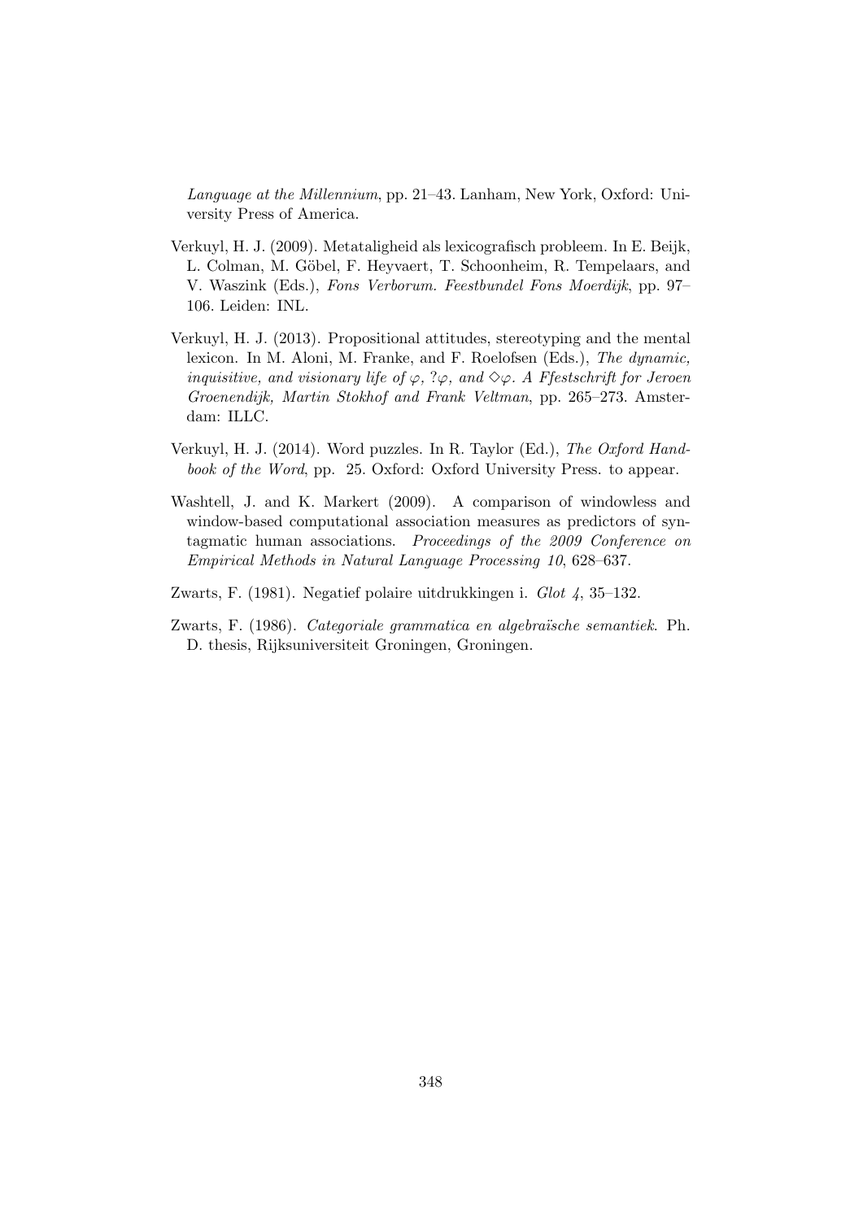*Language at the Millennium*, pp. 21–43. Lanham, New York, Oxford: University Press of America.

Verkuyl, H. J. (2009). Metataligheid als lexicografisch probleem. In E. Beijk, L. Colman, M. Göbel, F. Heyvaert, T. Schoonheim, R. Tempelaars, and V. Waszink (Eds.), *Fons Verborum. Feestbundel Fons Moerdijk*, pp. 97–106. Leiden: INL.

Verkuyl, H. J. (2013). Propositional attitudes, stereotyping and the mental lexicon. In M. Aloni, M. Franke, and F. Roelofsen (Eds.), *The dynamic, inquisitive, and visionary life of $\varphi$, $?\varphi$, and $\Diamond\varphi$. A Ffestschrift for Jeroen Groenendijk, Martin Stokhof and Frank Veltman*, pp. 265–273. Amsterdam: ILLC.

Verkuyl, H. J. (2014). Word puzzles. In R. Taylor (Ed.), *The Oxford Handbook of the Word*, pp. 25. Oxford: Oxford University Press. to appear.

Washtell, J. and K. Markert (2009). A comparison of windowless and window-based computational association measures as predictors of syntagmatic human associations. *Proceedings of the 2009 Conference on Empirical Methods in Natural Language Processing 10*, 628–637.

Zwarts, F. (1981). Negatief polaire uitdrukkingen i. *Glot 4*, 35–132.

Zwarts, F. (1986). *Categoriale grammatica en algebraïsche semantiek*. Ph. D. thesis, Rijksuniversiteit Groningen, Groningen.